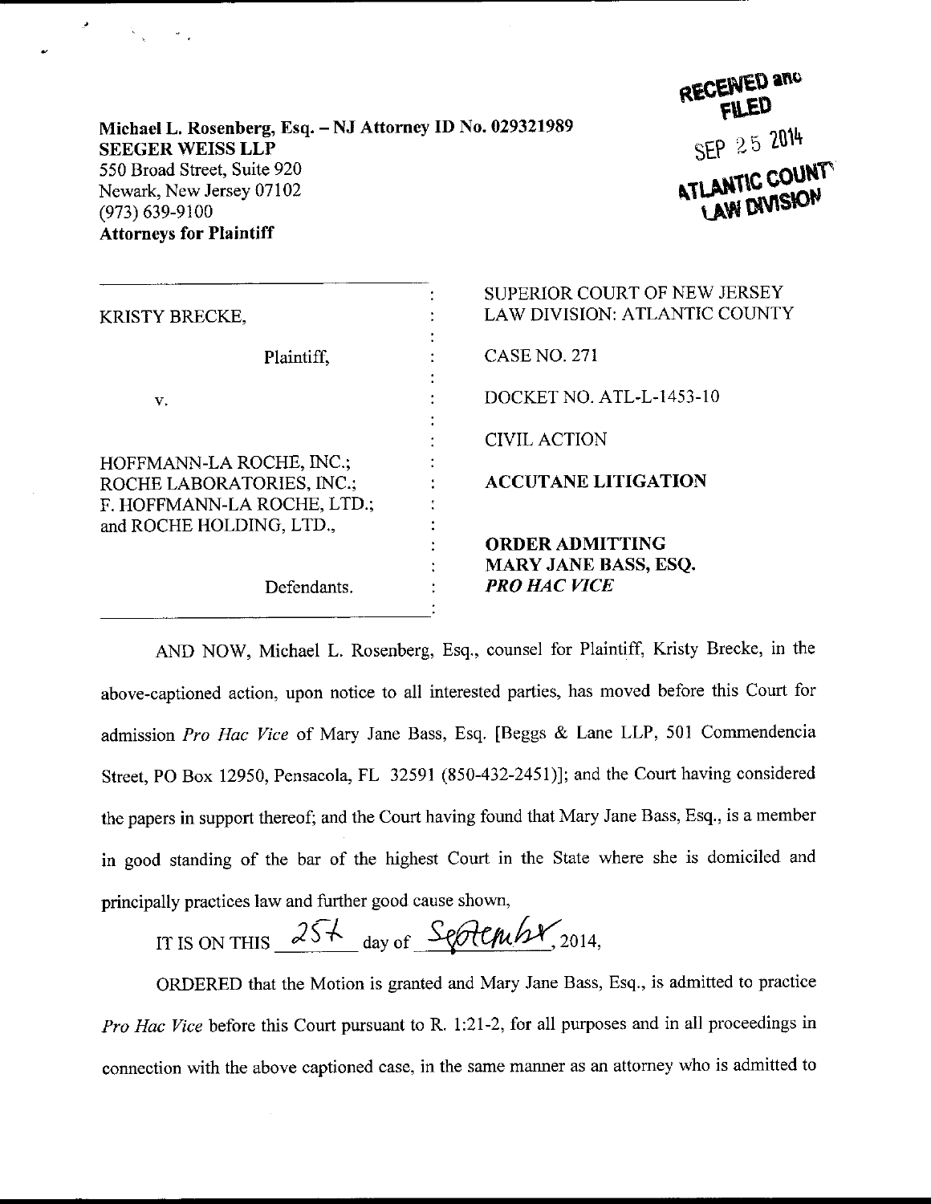Michael L. Rosenberg, Esq. – NJ Attorney ID No. 029321989
**SEEGER WEISS LLP**
550 Broad Street, Suite 920
Newark, New Jersey 07102
(973) 639-9100
**Attorneys for Plaintiff**

RECEIVED and FILED
SEP 25 2014
ATLANTIC COUNTY LAW DIVISION

| | |
|---|---|
| KRISTY BRECKE, | SUPERIOR COURT OF NEW JERSEY LAW DIVISION: ATLANTIC COUNTY |
| Plaintiff, | CASE NO. 271 |
| v. | DOCKET NO. ATL-L-1453-10 |
| | CIVIL ACTION |
| HOFFMANN-LA ROCHE, INC.; ROCHE LABORATORIES, INC.; F. HOFFMANN-LA ROCHE, LTD.; and ROCHE HOLDING, LTD., | **ACCUTANE LITIGATION** |
| | **ORDER ADMITTING MARY JANE BASS, ESQ. *PRO HAC VICE*** |
| Defendants. | |

AND NOW, Michael L. Rosenberg, Esq., counsel for Plaintiff, Kristy Brecke, in the above-captioned action, upon notice to all interested parties, has moved before this Court for admission *Pro Hac Vice* of Mary Jane Bass, Esq. [Beggs & Lane LLP, 501 Commendencia Street, PO Box 12950, Pensacola, FL 32591 (850-432-2451)]; and the Court having considered the papers in support thereof; and the Court having found that Mary Jane Bass, Esq., is a member in good standing of the bar of the highest Court in the State where she is domiciled and principally practices law and further good cause shown,

IT IS ON THIS 25th day of September, 2014,

ORDERED that the Motion is granted and Mary Jane Bass, Esq., is admitted to practice *Pro Hac Vice* before this Court pursuant to R. 1:21-2, for all purposes and in all proceedings in connection with the above captioned case, in the same manner as an attorney who is admitted to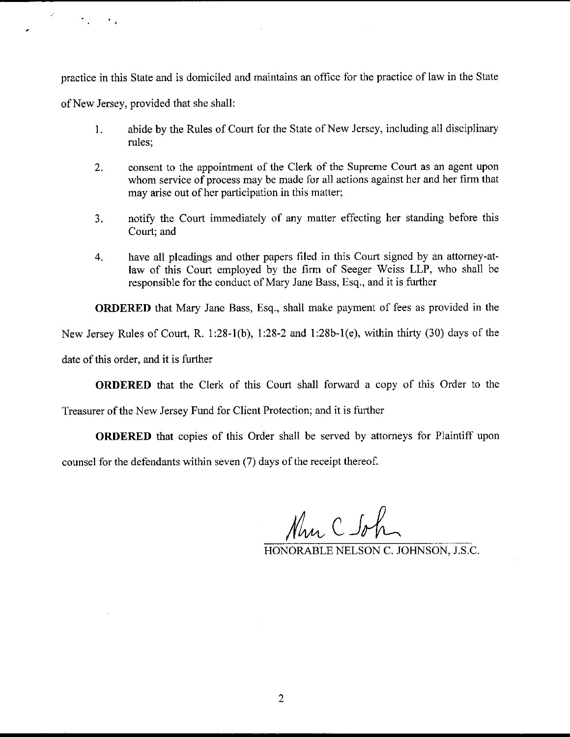practice in this State and is domiciled and maintains an office for the practice of law in the State of New Jersey, provided that she shall:

1. abide by the Rules of Court for the State of New Jersey, including all disciplinary rules;

2. consent to the appointment of the Clerk of the Supreme Court as an agent upon whom service of process may be made for all actions against her and her firm that may arise out of her participation in this matter;

3. notify the Court immediately of any matter effecting her standing before this Court; and

4. have all pleadings and other papers filed in this Court signed by an attorney-at-law of this Court employed by the firm of Seeger Weiss LLP, who shall be responsible for the conduct of Mary Jane Bass, Esq., and it is further

**ORDERED** that Mary Jane Bass, Esq., shall make payment of fees as provided in the New Jersey Rules of Court, R. 1:28-1(b), 1:28-2 and 1:28b-1(e), within thirty (30) days of the date of this order, and it is further

**ORDERED** that the Clerk of this Court shall forward a copy of this Order to the Treasurer of the New Jersey Fund for Client Protection; and it is further

**ORDERED** that copies of this Order shall be served by attorneys for Plaintiff upon counsel for the defendants within seven (7) days of the receipt thereof.

HONORABLE NELSON C. JOHNSON, J.S.C.